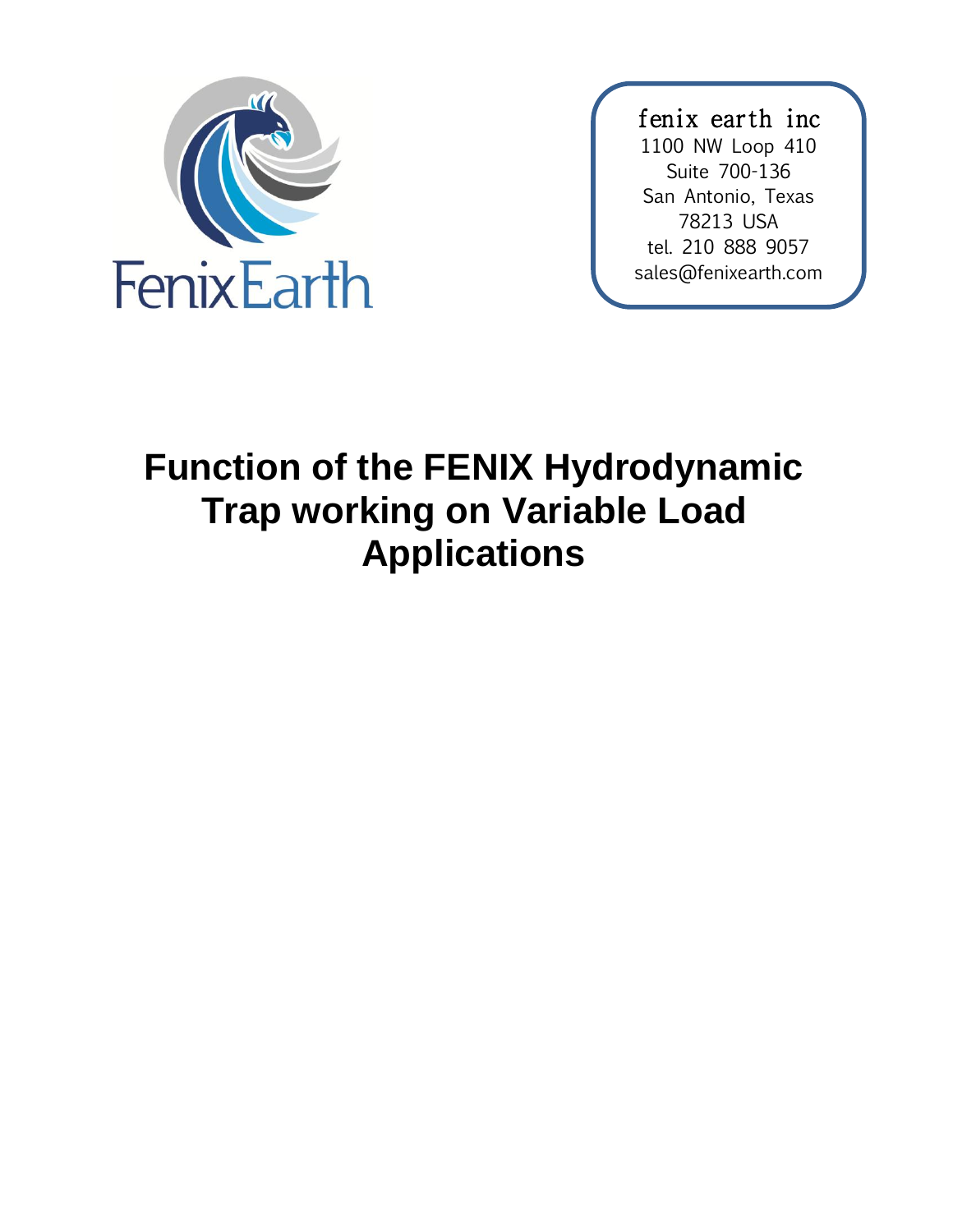FenixEarth

fenix earth inc
1100 NW Loop 410
Suite 700-136
San Antonio, Texas
78213 USA
tel. 210 888 9057
sales@fenixearth.com

# Function of the FENIX Hydrodynamic Trap working on Variable Load Applications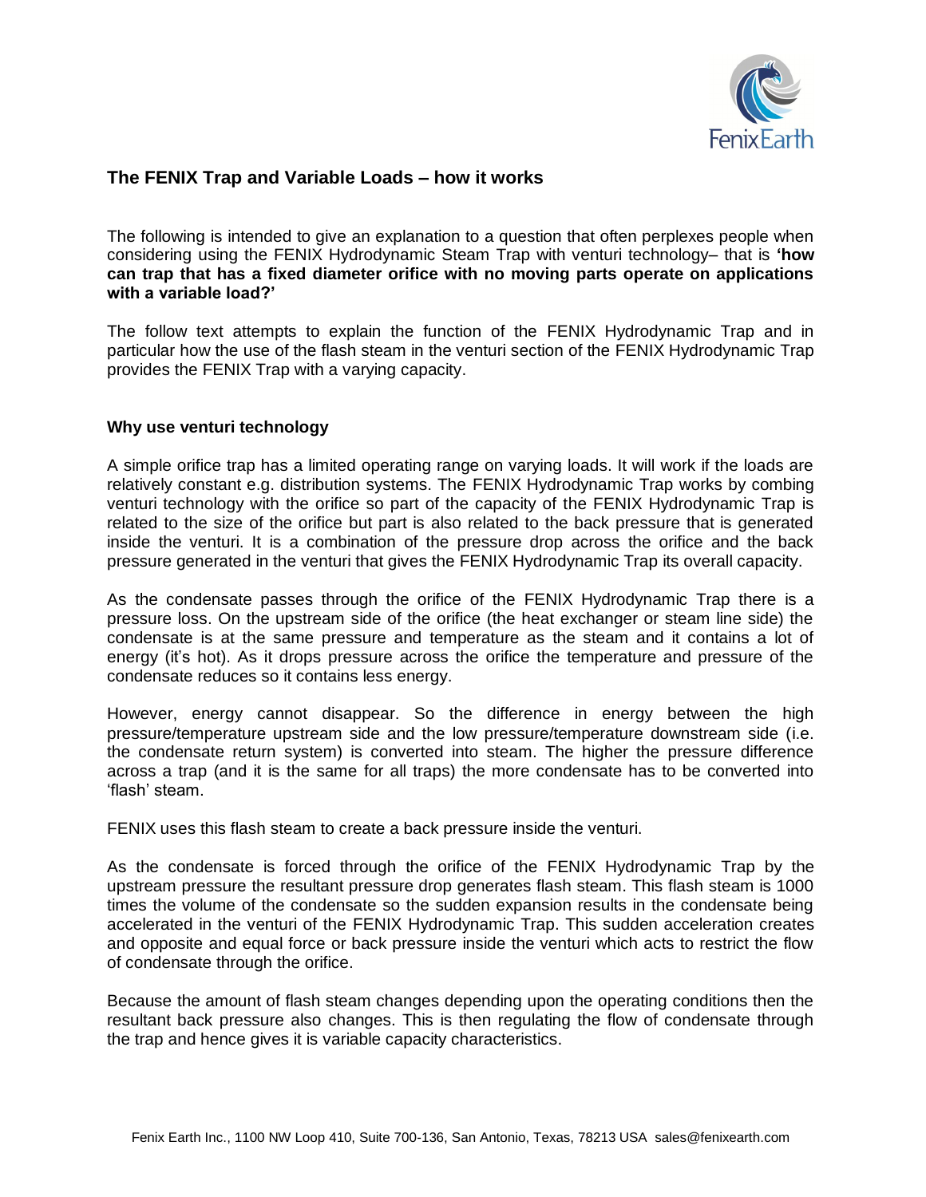## The FENIX Trap and Variable Loads – how it works

The following is intended to give an explanation to a question that often perplexes people when considering using the FENIX Hydrodynamic Steam Trap with venturi technology– that is **'how can trap that has a fixed diameter orifice with no moving parts operate on applications with a variable load?'**

The follow text attempts to explain the function of the FENIX Hydrodynamic Trap and in particular how the use of the flash steam in the venturi section of the FENIX Hydrodynamic Trap provides the FENIX Trap with a varying capacity.

### Why use venturi technology

A simple orifice trap has a limited operating range on varying loads. It will work if the loads are relatively constant e.g. distribution systems. The FENIX Hydrodynamic Trap works by combing venturi technology with the orifice so part of the capacity of the FENIX Hydrodynamic Trap is related to the size of the orifice but part is also related to the back pressure that is generated inside the venturi. It is a combination of the pressure drop across the orifice and the back pressure generated in the venturi that gives the FENIX Hydrodynamic Trap its overall capacity.

As the condensate passes through the orifice of the FENIX Hydrodynamic Trap there is a pressure loss. On the upstream side of the orifice (the heat exchanger or steam line side) the condensate is at the same pressure and temperature as the steam and it contains a lot of energy (it's hot). As it drops pressure across the orifice the temperature and pressure of the condensate reduces so it contains less energy.

However, energy cannot disappear. So the difference in energy between the high pressure/temperature upstream side and the low pressure/temperature downstream side (i.e. the condensate return system) is converted into steam. The higher the pressure difference across a trap (and it is the same for all traps) the more condensate has to be converted into 'flash' steam.

FENIX uses this flash steam to create a back pressure inside the venturi.

As the condensate is forced through the orifice of the FENIX Hydrodynamic Trap by the upstream pressure the resultant pressure drop generates flash steam. This flash steam is 1000 times the volume of the condensate so the sudden expansion results in the condensate being accelerated in the venturi of the FENIX Hydrodynamic Trap. This sudden acceleration creates and opposite and equal force or back pressure inside the venturi which acts to restrict the flow of condensate through the orifice.

Because the amount of flash steam changes depending upon the operating conditions then the resultant back pressure also changes. This is then regulating the flow of condensate through the trap and hence gives it is variable capacity characteristics.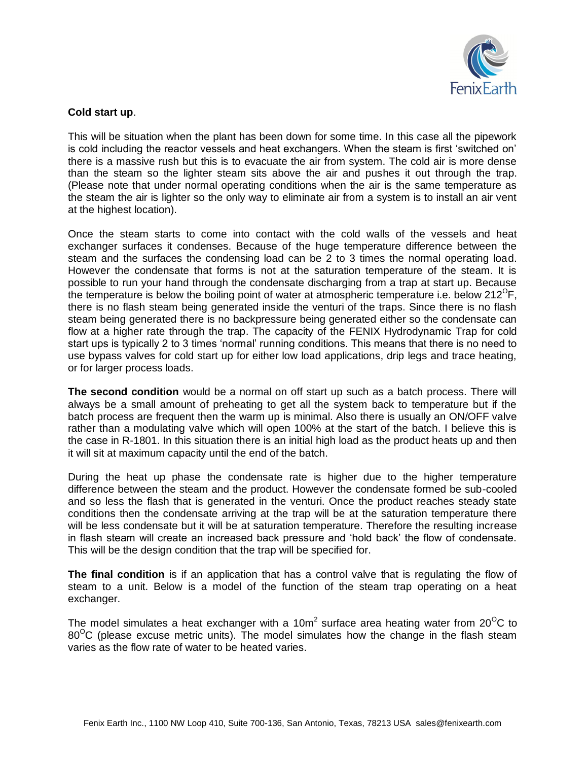**Cold start up**.

This will be situation when the plant has been down for some time. In this case all the pipework is cold including the reactor vessels and heat exchangers. When the steam is first 'switched on' there is a massive rush but this is to evacuate the air from system. The cold air is more dense than the steam so the lighter steam sits above the air and pushes it out through the trap. (Please note that under normal operating conditions when the air is the same temperature as the steam the air is lighter so the only way to eliminate air from a system is to install an air vent at the highest location).

Once the steam starts to come into contact with the cold walls of the vessels and heat exchanger surfaces it condenses. Because of the huge temperature difference between the steam and the surfaces the condensing load can be 2 to 3 times the normal operating load. However the condensate that forms is not at the saturation temperature of the steam. It is possible to run your hand through the condensate discharging from a trap at start up. Because the temperature is below the boiling point of water at atmospheric temperature i.e. below 212$^{O}$F, there is no flash steam being generated inside the venturi of the traps. Since there is no flash steam being generated there is no backpressure being generated either so the condensate can flow at a higher rate through the trap. The capacity of the FENIX Hydrodynamic Trap for cold start ups is typically 2 to 3 times 'normal' running conditions. This means that there is no need to use bypass valves for cold start up for either low load applications, drip legs and trace heating, or for larger process loads.

**The second condition** would be a normal on off start up such as a batch process. There will always be a small amount of preheating to get all the system back to temperature but if the batch process are frequent then the warm up is minimal. Also there is usually an ON/OFF valve rather than a modulating valve which will open 100% at the start of the batch. I believe this is the case in R-1801. In this situation there is an initial high load as the product heats up and then it will sit at maximum capacity until the end of the batch.

During the heat up phase the condensate rate is higher due to the higher temperature difference between the steam and the product. However the condensate formed be sub-cooled and so less the flash that is generated in the venturi. Once the product reaches steady state conditions then the condensate arriving at the trap will be at the saturation temperature there will be less condensate but it will be at saturation temperature. Therefore the resulting increase in flash steam will create an increased back pressure and 'hold back' the flow of condensate. This will be the design condition that the trap will be specified for.

**The final condition** is if an application that has a control valve that is regulating the flow of steam to a unit. Below is a model of the function of the steam trap operating on a heat exchanger.

The model simulates a heat exchanger with a 10m$^2$ surface area heating water from 20$^{O}$C to 80$^{O}$C (please excuse metric units). The model simulates how the change in the flash steam varies as the flow rate of water to be heated varies.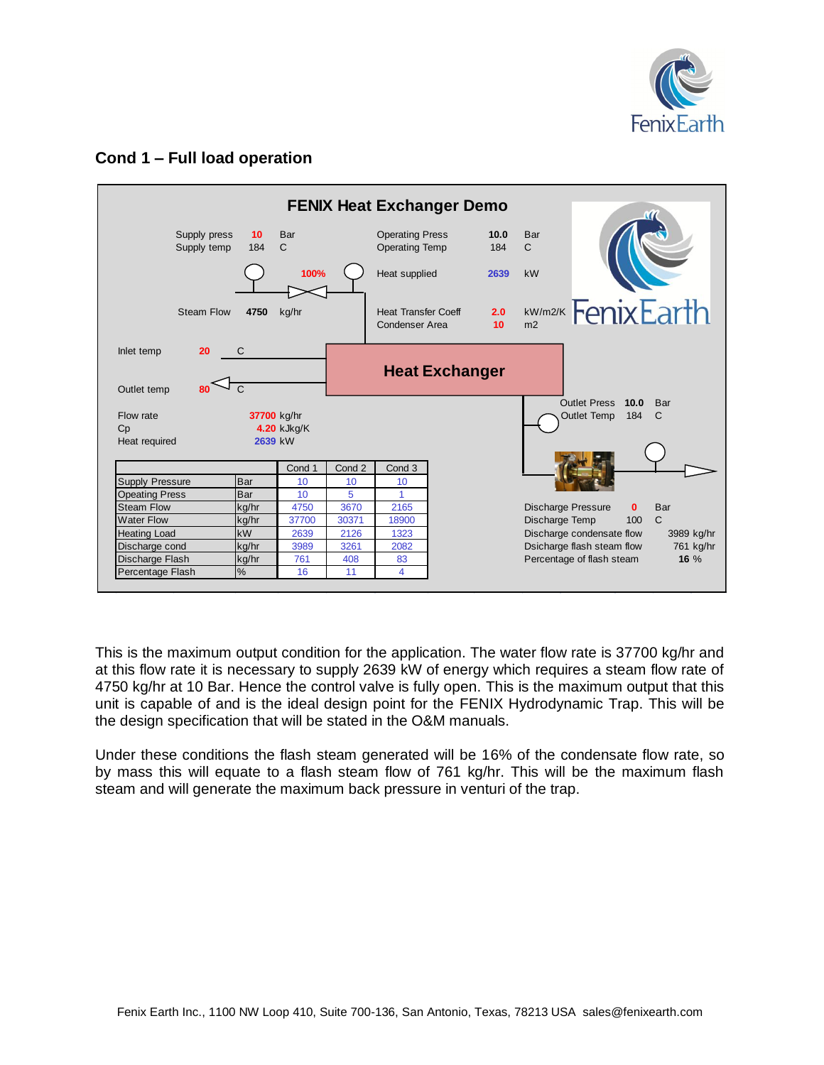## Cond 1 – Full load operation

**FENIX Heat Exchanger Demo**

Supply press 10 Bar
Supply temp 184 C

100%

Steam Flow 4750 kg/hr

Operating Press 10.0 Bar
Operating Temp 184 C

Heat supplied 2639 kW

Heat Transfer Coeff 2.0 kW/m2/K
Condenser Area 10 m2

Inlet temp 20 C

Outlet temp 80 C

**Heat Exchanger**

Flow rate 37700 kg/hr
Cp 4.20 kJkg/K
Heat required 2639 kW

Outlet Press 10.0 Bar
Outlet Temp 184 C

| | | Cond 1 | Cond 2 | Cond 3 |
|---|---|---|---|---|
| Supply Pressure | Bar | 10 | 10 | 10 |
| Opeating Press | Bar | 10 | 5 | 1 |
| Steam Flow | kg/hr | 4750 | 3670 | 2165 |
| Water Flow | kg/hr | 37700 | 30371 | 18900 |
| Heating Load | kW | 2639 | 2126 | 1323 |
| Discharge cond | kg/hr | 3989 | 3261 | 2082 |
| Discharge Flash | kg/hr | 761 | 408 | 83 |
| Percentage Flash | % | 16 | 11 | 4 |

Discharge Pressure 0 Bar
Discharge Temp 100 C
Discharge condensate flow 3989 kg/hr
Dsicharge flash steam flow 761 kg/hr
Percentage of flash steam 16 %

This is the maximum output condition for the application. The water flow rate is 37700 kg/hr and at this flow rate it is necessary to supply 2639 kW of energy which requires a steam flow rate of 4750 kg/hr at 10 Bar. Hence the control valve is fully open. This is the maximum output that this unit is capable of and is the ideal design point for the FENIX Hydrodynamic Trap. This will be the design specification that will be stated in the O&M manuals.

Under these conditions the flash steam generated will be 16% of the condensate flow rate, so by mass this will equate to a flash steam flow of 761 kg/hr. This will be the maximum flash steam and will generate the maximum back pressure in venturi of the trap.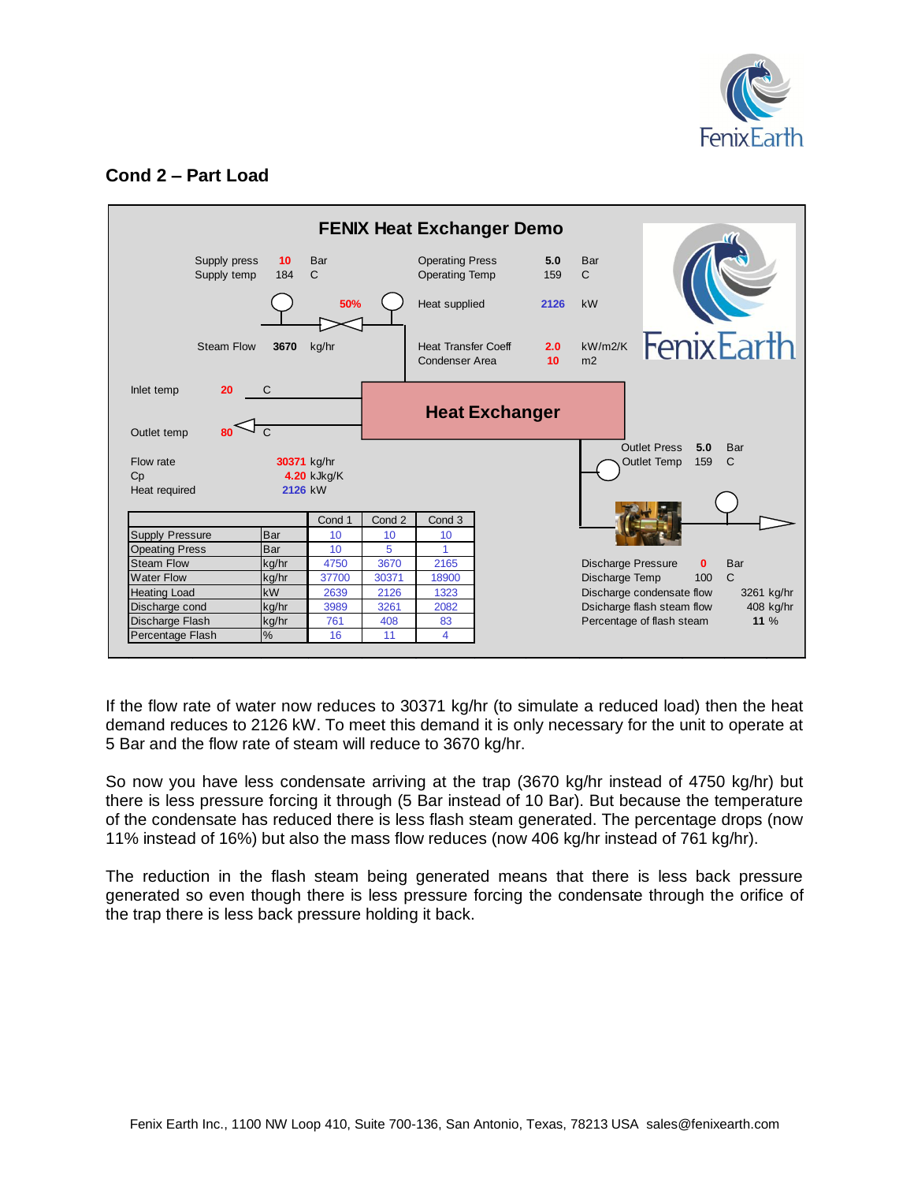## Cond 2 – Part Load

**FENIX Heat Exchanger Demo**

Supply press **10** Bar
Supply temp 184 C

**50%**

Steam Flow **3670** kg/hr

Operating Press **5.0** Bar
Operating Temp 159 C

Heat supplied **2126** kW

Heat Transfer Coeff **2.0** kW/m2/K
Condenser Area **10** m2

Inlet temp **20** C

**Heat Exchanger**

Outlet temp **80** C

Outlet Press **5.0** Bar
Outlet Temp 159 C

Flow rate 30371 kg/hr
Cp 4.20 kJkg/K
Heat required 2126 kW

| | | Cond 1 | Cond 2 | Cond 3 |
|---|---|---|---|---|
| Supply Pressure | Bar | 10 | 10 | 10 |
| Opeating Press | Bar | 10 | 5 | 1 |
| Steam Flow | kg/hr | 4750 | 3670 | 2165 |
| Water Flow | kg/hr | 37700 | 30371 | 18900 |
| Heating Load | kW | 2639 | 2126 | 1323 |
| Discharge cond | kg/hr | 3989 | 3261 | 2082 |
| Discharge Flash | kg/hr | 761 | 408 | 83 |
| Percentage Flash | % | 16 | 11 | 4 |

Discharge Pressure **0** Bar
Discharge Temp 100 C
Discharge condensate flow 3261 kg/hr
Dsicharge flash steam flow 408 kg/hr
Percentage of flash steam **11** %

If the flow rate of water now reduces to 30371 kg/hr (to simulate a reduced load) then the heat demand reduces to 2126 kW. To meet this demand it is only necessary for the unit to operate at 5 Bar and the flow rate of steam will reduce to 3670 kg/hr.

So now you have less condensate arriving at the trap (3670 kg/hr instead of 4750 kg/hr) but there is less pressure forcing it through (5 Bar instead of 10 Bar). But because the temperature of the condensate has reduced there is less flash steam generated. The percentage drops (now 11% instead of 16%) but also the mass flow reduces (now 406 kg/hr instead of 761 kg/hr).

The reduction in the flash steam being generated means that there is less back pressure generated so even though there is less pressure forcing the condensate through the orifice of the trap there is less back pressure holding it back.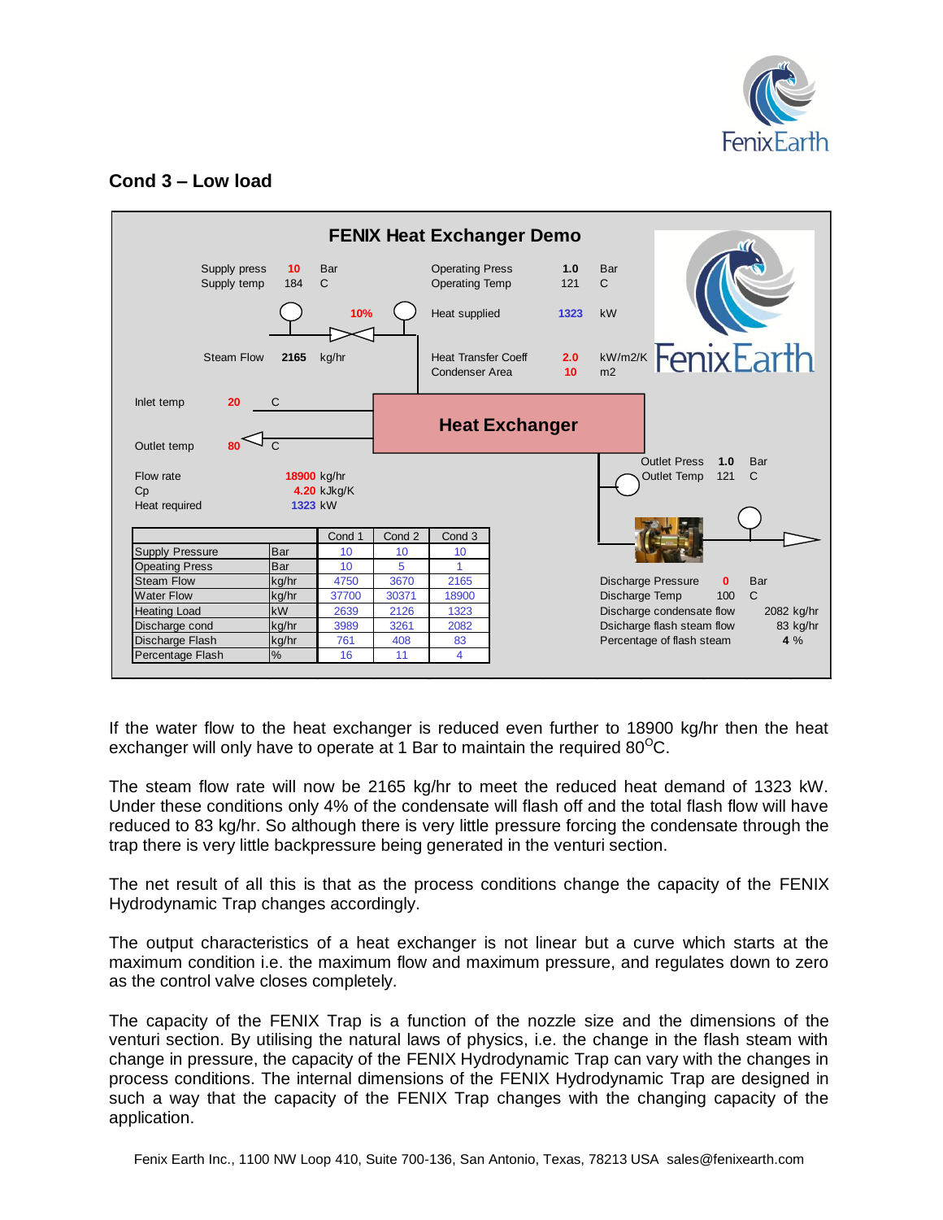## Cond 3 – Low load

**FENIX Heat Exchanger Demo**

Supply press 10 Bar
Supply temp 184 C

10%

Steam Flow 2165 kg/hr

Operating Press 1.0 Bar
Operating Temp 121 C

Heat supplied 1323 kW

Heat Transfer Coeff 2.0 kW/m2/K
Condenser Area 10 m2

Inlet temp 20 C

**Heat Exchanger**

Outlet temp 80 C

Outlet Press 1.0 Bar
Outlet Temp 121 C

Flow rate 18900 kg/hr
Cp 4.20 kJkg/K
Heat required 1323 kW

| | | Cond 1 | Cond 2 | Cond 3 |
|---|---|---|---|---|
| Supply Pressure | Bar | 10 | 10 | 10 |
| Opeating Press | Bar | 10 | 5 | 1 |
| Steam Flow | kg/hr | 4750 | 3670 | 2165 |
| Water Flow | kg/hr | 37700 | 30371 | 18900 |
| Heating Load | kW | 2639 | 2126 | 1323 |
| Discharge cond | kg/hr | 3989 | 3261 | 2082 |
| Discharge Flash | kg/hr | 761 | 408 | 83 |
| Percentage Flash | % | 16 | 11 | 4 |

Discharge Pressure 0 Bar
Discharge Temp 100 C
Discharge condensate flow 2082 kg/hr
Dsicharge flash steam flow 83 kg/hr
Percentage of flash steam 4 %

If the water flow to the heat exchanger is reduced even further to 18900 kg/hr then the heat exchanger will only have to operate at 1 Bar to maintain the required 80$^{O}$C.

The steam flow rate will now be 2165 kg/hr to meet the reduced heat demand of 1323 kW. Under these conditions only 4% of the condensate will flash off and the total flash flow will have reduced to 83 kg/hr. So although there is very little pressure forcing the condensate through the trap there is very little backpressure being generated in the venturi section.

The net result of all this is that as the process conditions change the capacity of the FENIX Hydrodynamic Trap changes accordingly.

The output characteristics of a heat exchanger is not linear but a curve which starts at the maximum condition i.e. the maximum flow and maximum pressure, and regulates down to zero as the control valve closes completely.

The capacity of the FENIX Trap is a function of the nozzle size and the dimensions of the venturi section. By utilising the natural laws of physics, i.e. the change in the flash steam with change in pressure, the capacity of the FENIX Hydrodynamic Trap can vary with the changes in process conditions. The internal dimensions of the FENIX Hydrodynamic Trap are designed in such a way that the capacity of the FENIX Trap changes with the changing capacity of the application.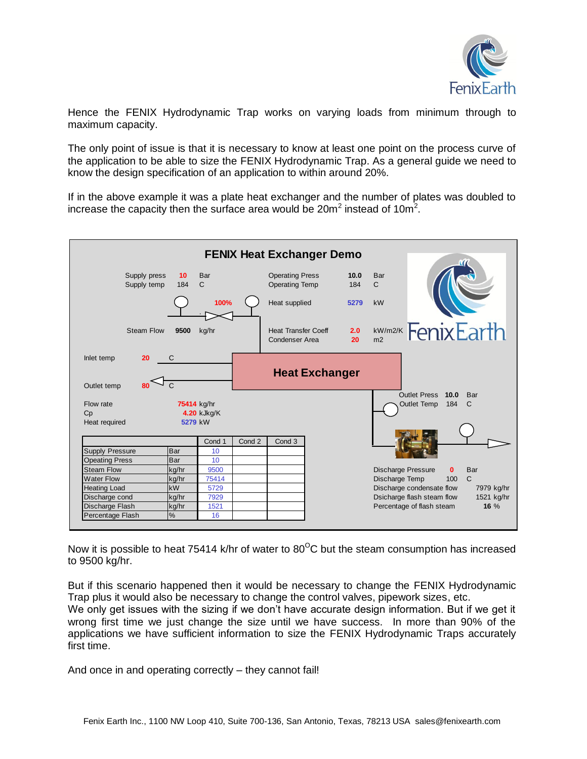Hence the FENIX Hydrodynamic Trap works on varying loads from minimum through to maximum capacity.

The only point of issue is that it is necessary to know at least one point on the process curve of the application to be able to size the FENIX Hydrodynamic Trap. As a general guide we need to know the design specification of an application to within around 20%.

If in the above example it was a plate heat exchanger and the number of plates was doubled to increase the capacity then the surface area would be 20m$^2$ instead of 10m$^2$.

**FENIX Heat Exchanger Demo**

Supply press 10 Bar
Supply temp 184 C

100%

Steam Flow 9500 kg/hr

Operating Press 10.0 Bar
Operating Temp 184 C

Heat supplied 5279 kW

Heat Transfer Coeff 2.0 kW/m2/K
Condenser Area 20 m2

FenixEarth

Inlet temp 20 C

Outlet temp 80 C

Heat Exchanger

Flow rate 75414 kg/hr
Cp 4.20 kJkg/K
Heat required 5279 kW

Outlet Press 10.0 Bar
Outlet Temp 184 C

Discharge Pressure 0 Bar
Discharge Temp 100 C
Discharge condensate flow 7979 kg/hr
Dsicharge flash steam flow 1521 kg/hr
Percentage of flash steam 16 %

| | | Cond 1 | Cond 2 | Cond 3 |
|---|---|---|---|---|
| Supply Pressure | Bar | 10 | | |
| Opeating Press | Bar | 10 | | |
| Steam Flow | kg/hr | 9500 | | |
| Water Flow | kg/hr | 75414 | | |
| Heating Load | kW | 5729 | | |
| Discharge cond | kg/hr | 7929 | | |
| Discharge Flash | kg/hr | 1521 | | |
| Percentage Flash | % | 16 | | |

Now it is possible to heat 75414 k/hr of water to 80$^{O}$C but the steam consumption has increased to 9500 kg/hr.

But if this scenario happened then it would be necessary to change the FENIX Hydrodynamic Trap plus it would also be necessary to change the control valves, pipework sizes, etc.
We only get issues with the sizing if we don't have accurate design information. But if we get it wrong first time we just change the size until we have success. In more than 90% of the applications we have sufficient information to size the FENIX Hydrodynamic Traps accurately first time.

And once in and operating correctly – they cannot fail!

Fenix Earth Inc., 1100 NW Loop 410, Suite 700-136, San Antonio, Texas, 78213 USA sales@fenixearth.com